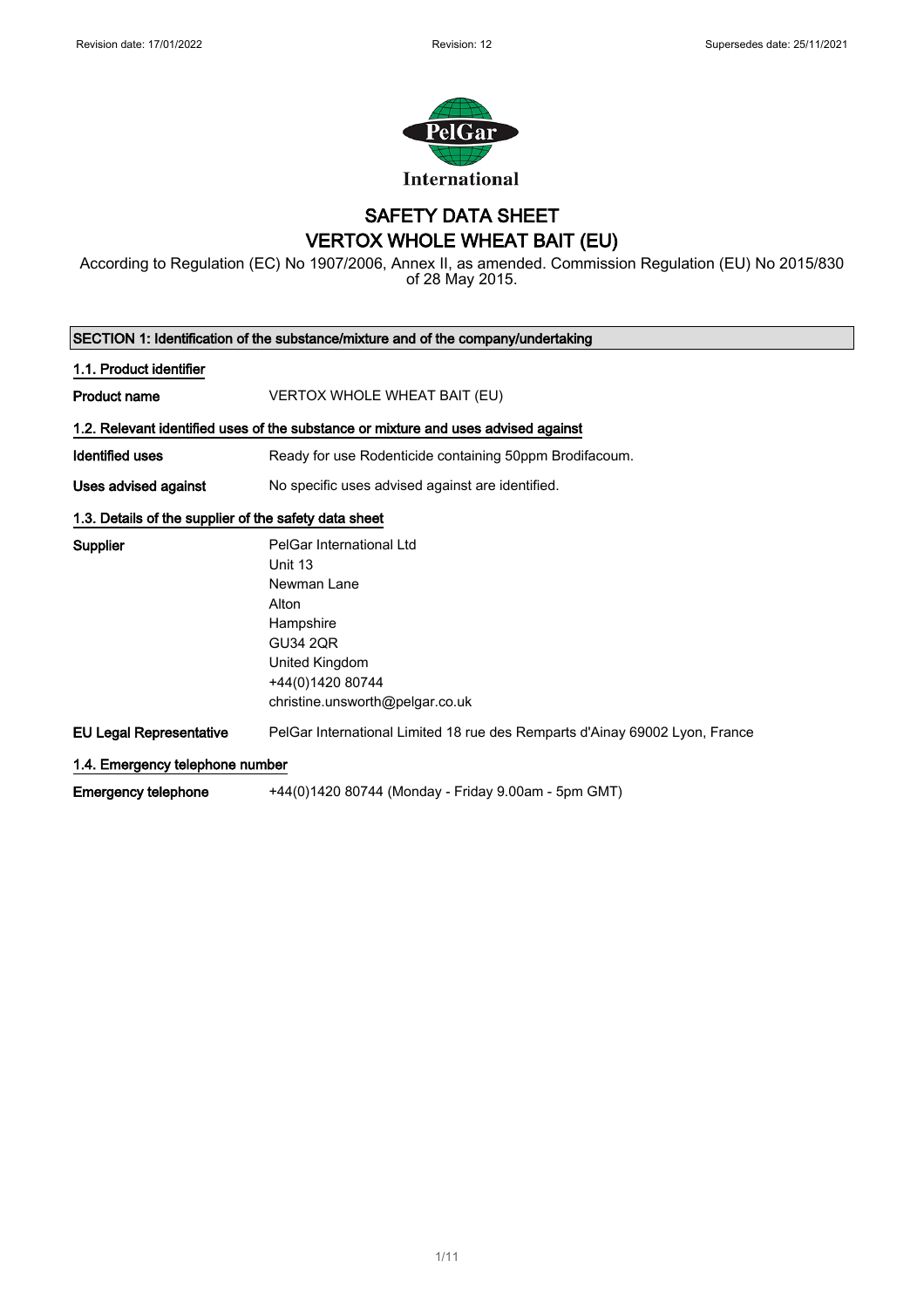Revision date: 17/01/2022 Revision: 12 Supersedes date: 25/11/2021

# SAFETY DATA SHEET
# VERTOX WHOLE WHEAT BAIT (EU)

According to Regulation (EC) No 1907/2006, Annex II, as amended. Commission Regulation (EU) No 2015/830 of 28 May 2015.

## SECTION 1: Identification of the substance/mixture and of the company/undertaking

### 1.1. Product identifier

**Product name** VERTOX WHOLE WHEAT BAIT (EU)

### 1.2. Relevant identified uses of the substance or mixture and uses advised against

**Identified uses** Ready for use Rodenticide containing 50ppm Brodifacoum.

**Uses advised against** No specific uses advised against are identified.

### 1.3. Details of the supplier of the safety data sheet

**Supplier**
PelGar International Ltd
Unit 13
Newman Lane
Alton
Hampshire
GU34 2QR
United Kingdom
+44(0)1420 80744
christine.unsworth@pelgar.co.uk

**EU Legal Representative** PelGar International Limited 18 rue des Remparts d'Ainay 69002 Lyon, France

### 1.4. Emergency telephone number

**Emergency telephone** +44(0)1420 80744 (Monday - Friday 9.00am - 5pm GMT)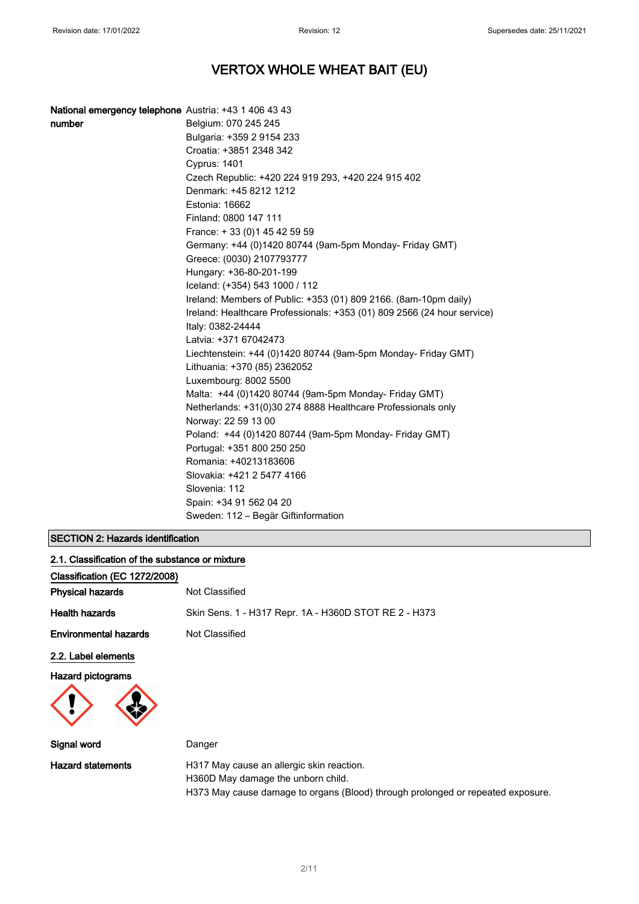# VERTOX WHOLE WHEAT BAIT (EU)

**National emergency telephone number**

Austria: +43 1 406 43 43
Belgium: 070 245 245
Bulgaria: +359 2 9154 233
Croatia: +3851 2348 342
Cyprus: 1401
Czech Republic: +420 224 919 293, +420 224 915 402
Denmark: +45 8212 1212
Estonia: 16662
Finland: 0800 147 111
France: + 33 (0)1 45 42 59 59
Germany: +44 (0)1420 80744 (9am-5pm Monday- Friday GMT)
Greece: (0030) 2107793777
Hungary: +36-80-201-199
Iceland: (+354) 543 1000 / 112
Ireland: Members of Public: +353 (01) 809 2166. (8am-10pm daily)
Ireland: Healthcare Professionals: +353 (01) 809 2566 (24 hour service)
Italy: 0382-24444
Latvia: +371 67042473
Liechtenstein: +44 (0)1420 80744 (9am-5pm Monday- Friday GMT)
Lithuania: +370 (85) 2362052
Luxembourg: 8002 5500
Malta: +44 (0)1420 80744 (9am-5pm Monday- Friday GMT)
Netherlands: +31(0)30 274 8888 Healthcare Professionals only
Norway: 22 59 13 00
Poland: +44 (0)1420 80744 (9am-5pm Monday- Friday GMT)
Portugal: +351 800 250 250
Romania: +40213183606
Slovakia: +421 2 5477 4166
Slovenia: 112
Spain: +34 91 562 04 20
Sweden: 112 – Begär Giftinformation

## SECTION 2: Hazards identification

### 2.1. Classification of the substance or mixture

**Classification (EC 1272/2008)**

**Physical hazards** Not Classified

**Health hazards** Skin Sens. 1 - H317 Repr. 1A - H360D STOT RE 2 - H373

**Environmental hazards** Not Classified

### 2.2. Label elements

**Hazard pictograms**

**Signal word** Danger

**Hazard statements**

H317 May cause an allergic skin reaction.
H360D May damage the unborn child.
H373 May cause damage to organs (Blood) through prolonged or repeated exposure.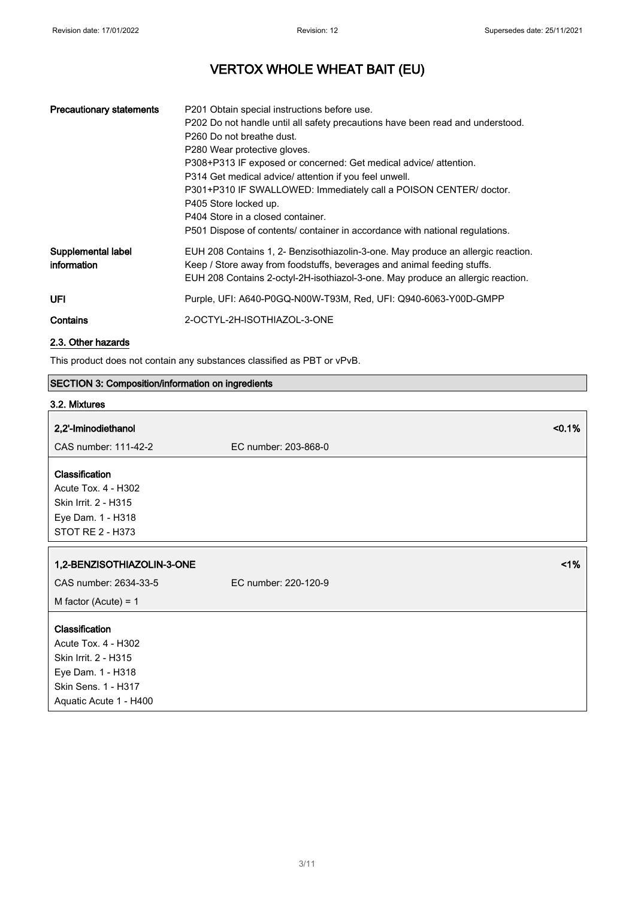| | |
|---|---|
| **Precautionary statements** | P201 Obtain special instructions before use.<br>P202 Do not handle until all safety precautions have been read and understood.<br>P260 Do not breathe dust.<br>P280 Wear protective gloves.<br>P308+P313 IF exposed or concerned: Get medical advice/ attention.<br>P314 Get medical advice/ attention if you feel unwell.<br>P301+P310 IF SWALLOWED: Immediately call a POISON CENTER/ doctor.<br>P405 Store locked up.<br>P404 Store in a closed container.<br>P501 Dispose of contents/ container in accordance with national regulations. |
| **Supplemental label information** | EUH 208 Contains 1, 2- Benzisothiazolin-3-one. May produce an allergic reaction.<br>Keep / Store away from foodstuffs, beverages and animal feeding stuffs.<br>EUH 208 Contains 2-octyl-2H-isothiazol-3-one. May produce an allergic reaction. |
| **UFI** | Purple, UFI: A640-P0GQ-N00W-T93M, Red, UFI: Q940-6063-Y00D-GMPP |
| **Contains** | 2-OCTYL-2H-ISOTHIAZOL-3-ONE |

### 2.3. Other hazards

This product does not contain any substances classified as PBT or vPvB.

## SECTION 3: Composition/information on ingredients

### 3.2. Mixtures

**2,2'-Iminodiethanol** <0.1%

CAS number: 111-42-2 EC number: 203-868-0

**Classification**
Acute Tox. 4 - H302
Skin Irrit. 2 - H315
Eye Dam. 1 - H318
STOT RE 2 - H373

**1,2-BENZISOTHIAZOLIN-3-ONE** <1%

CAS number: 2634-33-5 EC number: 220-120-9

M factor (Acute) = 1

**Classification**
Acute Tox. 4 - H302
Skin Irrit. 2 - H315
Eye Dam. 1 - H318
Skin Sens. 1 - H317
Aquatic Acute 1 - H400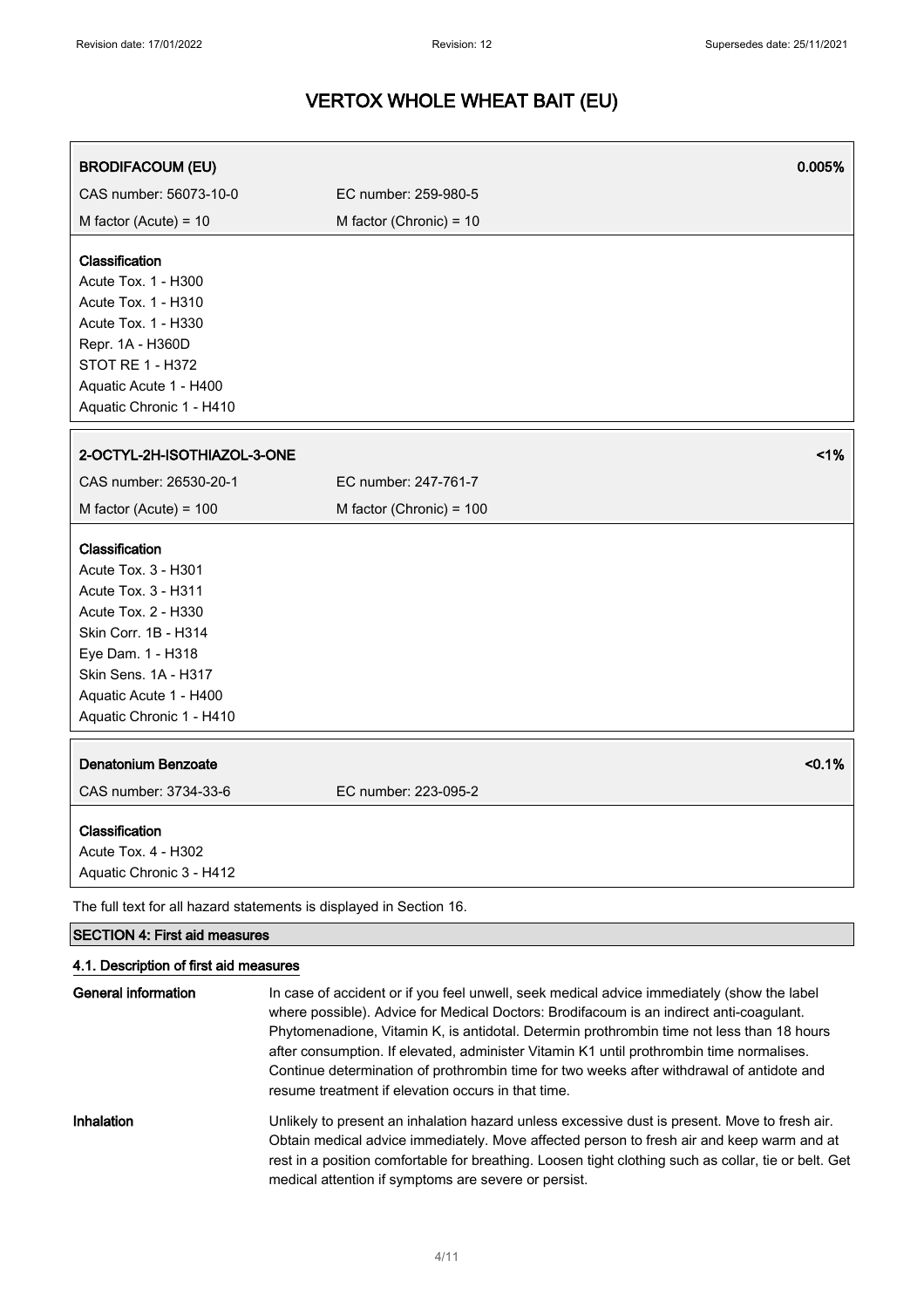# VERTOX WHOLE WHEAT BAIT (EU)

| **BRODIFACOUM (EU)** | | **0.005%** |
|---|---|---|
| CAS number: 56073-10-0 | EC number: 259-980-5 | |
| M factor (Acute) = 10 | M factor (Chronic) = 10 | |

**Classification**
Acute Tox. 1 - H300
Acute Tox. 1 - H310
Acute Tox. 1 - H330
Repr. 1A - H360D
STOT RE 1 - H372
Aquatic Acute 1 - H400
Aquatic Chronic 1 - H410

| **2-OCTYL-2H-ISOTHIAZOL-3-ONE** | | **<1%** |
|---|---|---|
| CAS number: 26530-20-1 | EC number: 247-761-7 | |
| M factor (Acute) = 100 | M factor (Chronic) = 100 | |

**Classification**
Acute Tox. 3 - H301
Acute Tox. 3 - H311
Acute Tox. 2 - H330
Skin Corr. 1B - H314
Eye Dam. 1 - H318
Skin Sens. 1A - H317
Aquatic Acute 1 - H400
Aquatic Chronic 1 - H410

| **Denatonium Benzoate** | | **<0.1%** |
|---|---|---|
| CAS number: 3734-33-6 | EC number: 223-095-2 | |

**Classification**
Acute Tox. 4 - H302
Aquatic Chronic 3 - H412

The full text for all hazard statements is displayed in Section 16.

## SECTION 4: First aid measures

### 4.1. Description of first aid measures

**General information**
In case of accident or if you feel unwell, seek medical advice immediately (show the label where possible). Advice for Medical Doctors: Brodifacoum is an indirect anti-coagulant. Phytomenadione, Vitamin K, is antidotal. Determin prothrombin time not less than 18 hours after consumption. If elevated, administer Vitamin K1 until prothrombin time normalises. Continue determination of prothrombin time for two weeks after withdrawal of antidote and resume treatment if elevation occurs in that time.

**Inhalation**
Unlikely to present an inhalation hazard unless excessive dust is present. Move to fresh air. Obtain medical advice immediately. Move affected person to fresh air and keep warm and at rest in a position comfortable for breathing. Loosen tight clothing such as collar, tie or belt. Get medical attention if symptoms are severe or persist.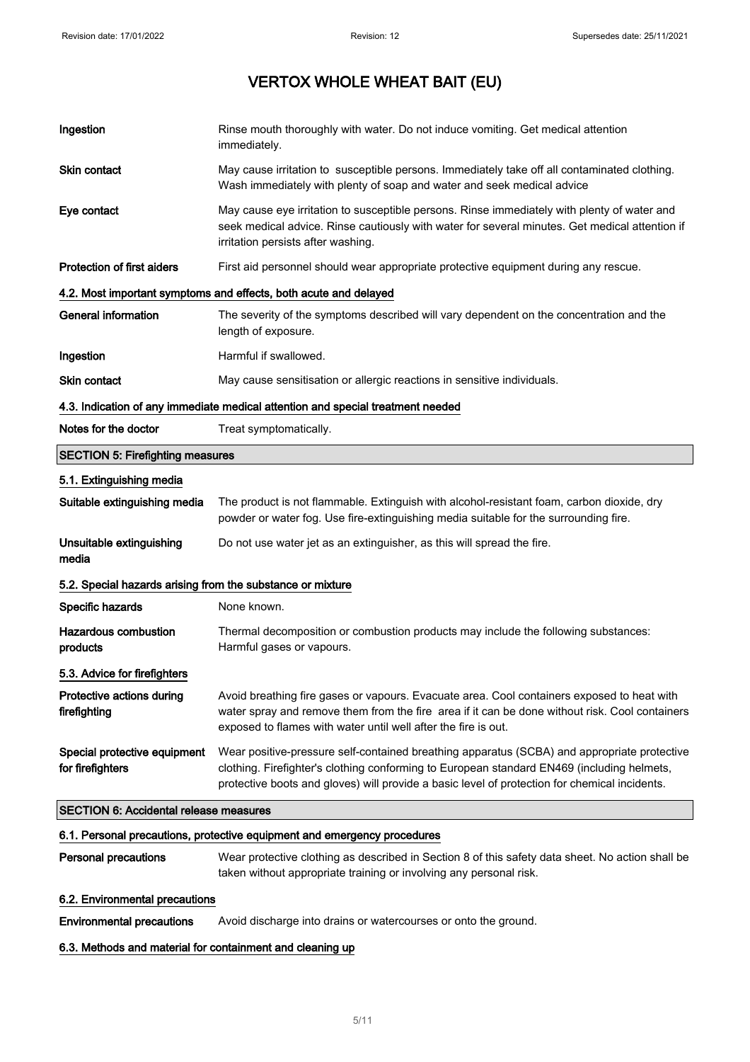| | |
|---|---|
| **Ingestion** | Rinse mouth thoroughly with water. Do not induce vomiting. Get medical attention immediately. |
| **Skin contact** | May cause irritation to susceptible persons. Immediately take off all contaminated clothing. Wash immediately with plenty of soap and water and seek medical advice |
| **Eye contact** | May cause eye irritation to susceptible persons. Rinse immediately with plenty of water and seek medical advice. Rinse cautiously with water for several minutes. Get medical attention if irritation persists after washing. |
| **Protection of first aiders** | First aid personnel should wear appropriate protective equipment during any rescue. |

### 4.2. Most important symptoms and effects, both acute and delayed

| | |
|---|---|
| **General information** | The severity of the symptoms described will vary dependent on the concentration and the length of exposure. |
| **Ingestion** | Harmful if swallowed. |
| **Skin contact** | May cause sensitisation or allergic reactions in sensitive individuals. |

### 4.3. Indication of any immediate medical attention and special treatment needed

| | |
|---|---|
| **Notes for the doctor** | Treat symptomatically. |

## SECTION 5: Firefighting measures

### 5.1. Extinguishing media

| | |
|---|---|
| **Suitable extinguishing media** | The product is not flammable. Extinguish with alcohol-resistant foam, carbon dioxide, dry powder or water fog. Use fire-extinguishing media suitable for the surrounding fire. |
| **Unsuitable extinguishing media** | Do not use water jet as an extinguisher, as this will spread the fire. |

### 5.2. Special hazards arising from the substance or mixture

| | |
|---|---|
| **Specific hazards** | None known. |
| **Hazardous combustion products** | Thermal decomposition or combustion products may include the following substances: Harmful gases or vapours. |

### 5.3. Advice for firefighters

| | |
|---|---|
| **Protective actions during firefighting** | Avoid breathing fire gases or vapours. Evacuate area. Cool containers exposed to heat with water spray and remove them from the fire area if it can be done without risk. Cool containers exposed to flames with water until well after the fire is out. |
| **Special protective equipment for firefighters** | Wear positive-pressure self-contained breathing apparatus (SCBA) and appropriate protective clothing. Firefighter's clothing conforming to European standard EN469 (including helmets, protective boots and gloves) will provide a basic level of protection for chemical incidents. |

## SECTION 6: Accidental release measures

### 6.1. Personal precautions, protective equipment and emergency procedures

| | |
|---|---|
| **Personal precautions** | Wear protective clothing as described in Section 8 of this safety data sheet. No action shall be taken without appropriate training or involving any personal risk. |

### 6.2. Environmental precautions

| | |
|---|---|
| **Environmental precautions** | Avoid discharge into drains or watercourses or onto the ground. |

### 6.3. Methods and material for containment and cleaning up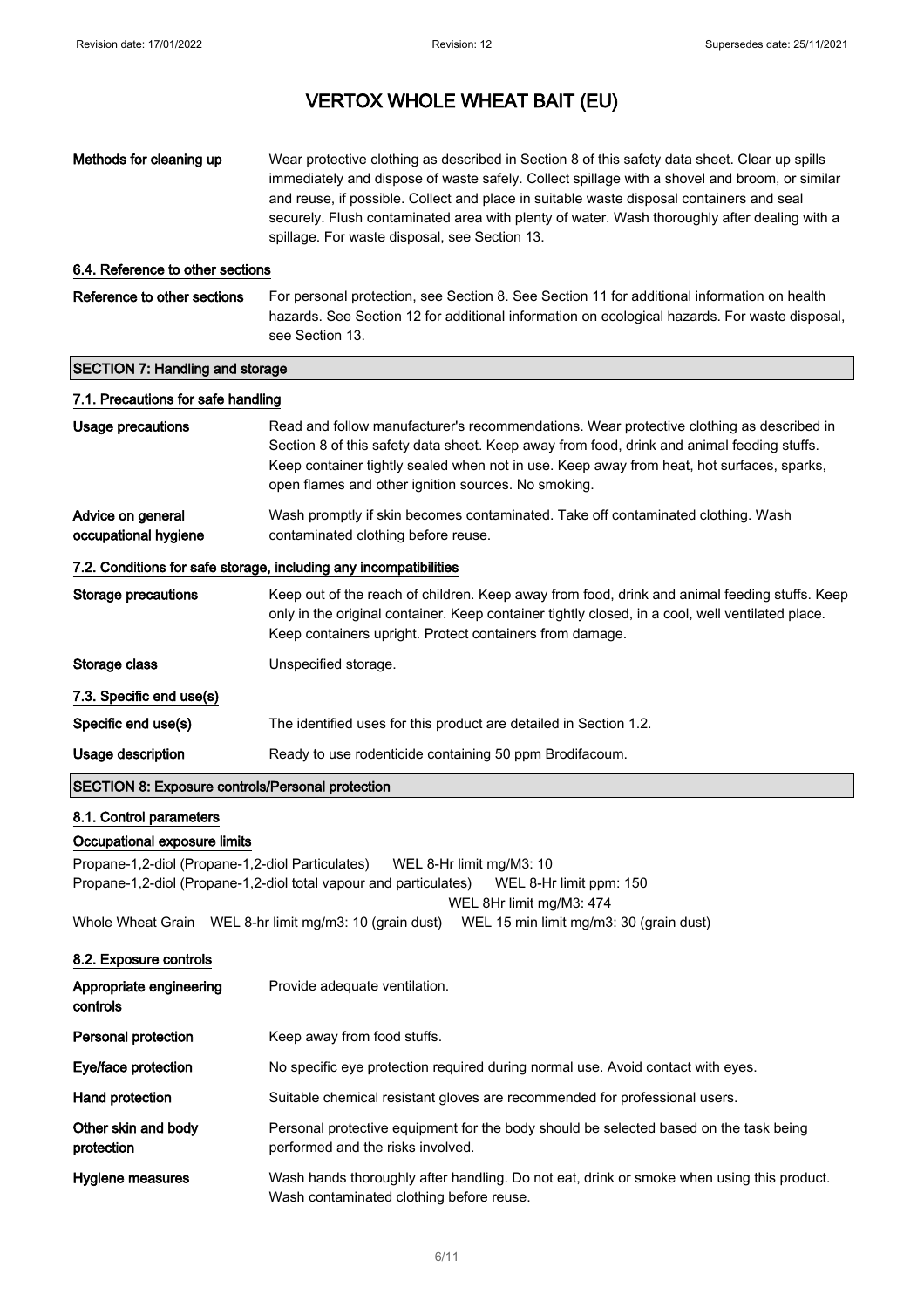| | |
|---|---|
| **Methods for cleaning up** | Wear protective clothing as described in Section 8 of this safety data sheet. Clear up spills immediately and dispose of waste safely. Collect spillage with a shovel and broom, or similar and reuse, if possible. Collect and place in suitable waste disposal containers and seal securely. Flush contaminated area with plenty of water. Wash thoroughly after dealing with a spillage. For waste disposal, see Section 13. |

### 6.4. Reference to other sections

| | |
|---|---|
| **Reference to other sections** | For personal protection, see Section 8. See Section 11 for additional information on health hazards. See Section 12 for additional information on ecological hazards. For waste disposal, see Section 13. |

## SECTION 7: Handling and storage

### 7.1. Precautions for safe handling

| | |
|---|---|
| **Usage precautions** | Read and follow manufacturer's recommendations. Wear protective clothing as described in Section 8 of this safety data sheet. Keep away from food, drink and animal feeding stuffs. Keep container tightly sealed when not in use. Keep away from heat, hot surfaces, sparks, open flames and other ignition sources. No smoking. |
| **Advice on general occupational hygiene** | Wash promptly if skin becomes contaminated. Take off contaminated clothing. Wash contaminated clothing before reuse. |

### 7.2. Conditions for safe storage, including any incompatibilities

| | |
|---|---|
| **Storage precautions** | Keep out of the reach of children. Keep away from food, drink and animal feeding stuffs. Keep only in the original container. Keep container tightly closed, in a cool, well ventilated place. Keep containers upright. Protect containers from damage. |
| **Storage class** | Unspecified storage. |

### 7.3. Specific end use(s)

| | |
|---|---|
| **Specific end use(s)** | The identified uses for this product are detailed in Section 1.2. |
| **Usage description** | Ready to use rodenticide containing 50 ppm Brodifacoum. |

## SECTION 8: Exposure controls/Personal protection

### 8.1. Control parameters

#### Occupational exposure limits

Propane-1,2-diol (Propane-1,2-diol Particulates) WEL 8-Hr limit mg/M3: 10

Propane-1,2-diol (Propane-1,2-diol total vapour and particulates) WEL 8-Hr limit ppm: 150
WEL 8Hr limit mg/M3: 474

Whole Wheat Grain WEL 8-hr limit mg/m3: 10 (grain dust) WEL 15 min limit mg/m3: 30 (grain dust)

### 8.2. Exposure controls

| | |
|---|---|
| **Appropriate engineering controls** | Provide adequate ventilation. |
| **Personal protection** | Keep away from food stuffs. |
| **Eye/face protection** | No specific eye protection required during normal use. Avoid contact with eyes. |
| **Hand protection** | Suitable chemical resistant gloves are recommended for professional users. |
| **Other skin and body protection** | Personal protective equipment for the body should be selected based on the task being performed and the risks involved. |
| **Hygiene measures** | Wash hands thoroughly after handling. Do not eat, drink or smoke when using this product. Wash contaminated clothing before reuse. |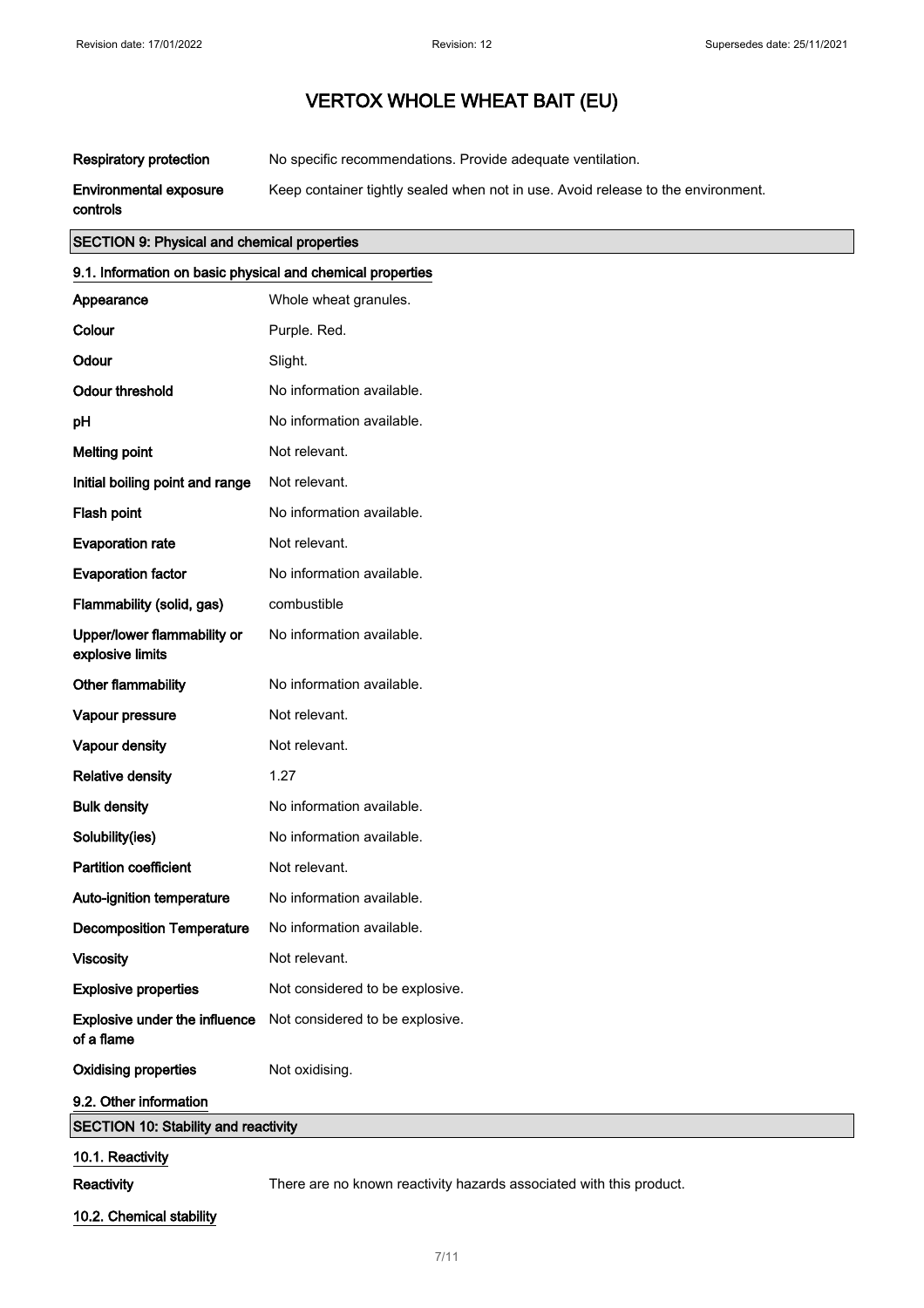| | |
|---|---|
| **Respiratory protection** | No specific recommendations. Provide adequate ventilation. |
| **Environmental exposure controls** | Keep container tightly sealed when not in use. Avoid release to the environment. |

## SECTION 9: Physical and chemical properties

### 9.1. Information on basic physical and chemical properties

| | |
|---|---|
| **Appearance** | Whole wheat granules. |
| **Colour** | Purple. Red. |
| **Odour** | Slight. |
| **Odour threshold** | No information available. |
| **pH** | No information available. |
| **Melting point** | Not relevant. |
| **Initial boiling point and range** | Not relevant. |
| **Flash point** | No information available. |
| **Evaporation rate** | Not relevant. |
| **Evaporation factor** | No information available. |
| **Flammability (solid, gas)** | combustible |
| **Upper/lower flammability or explosive limits** | No information available. |
| **Other flammability** | No information available. |
| **Vapour pressure** | Not relevant. |
| **Vapour density** | Not relevant. |
| **Relative density** | 1.27 |
| **Bulk density** | No information available. |
| **Solubility(ies)** | No information available. |
| **Partition coefficient** | Not relevant. |
| **Auto-ignition temperature** | No information available. |
| **Decomposition Temperature** | No information available. |
| **Viscosity** | Not relevant. |
| **Explosive properties** | Not considered to be explosive. |
| **Explosive under the influence of a flame** | Not considered to be explosive. |
| **Oxidising properties** | Not oxidising. |

### 9.2. Other information

## SECTION 10: Stability and reactivity

### 10.1. Reactivity

**Reactivity** There are no known reactivity hazards associated with this product.

### 10.2. Chemical stability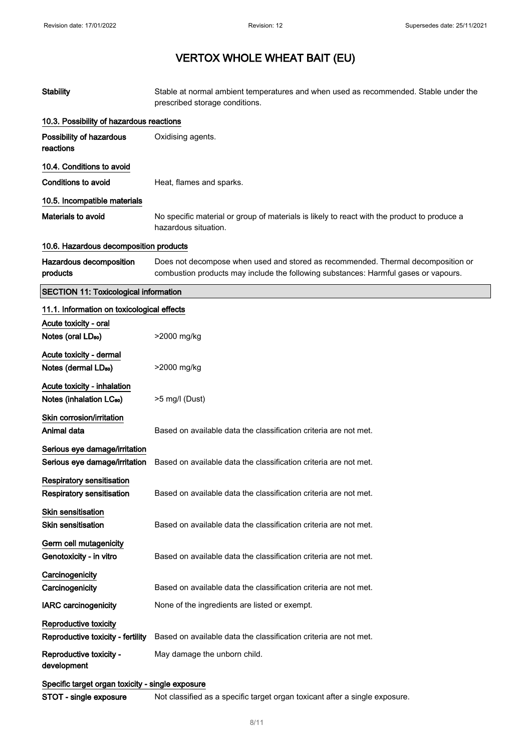| | |
|---|---|
| **Stability** | Stable at normal ambient temperatures and when used as recommended. Stable under the prescribed storage conditions. |

### 10.3. Possibility of hazardous reactions

| | |
|---|---|
| **Possibility of hazardous reactions** | Oxidising agents. |

### 10.4. Conditions to avoid

| | |
|---|---|
| **Conditions to avoid** | Heat, flames and sparks. |

### 10.5. Incompatible materials

| | |
|---|---|
| **Materials to avoid** | No specific material or group of materials is likely to react with the product to produce a hazardous situation. |

### 10.6. Hazardous decomposition products

| | |
|---|---|
| **Hazardous decomposition products** | Does not decompose when used and stored as recommended. Thermal decomposition or combustion products may include the following substances: Harmful gases or vapours. |

## SECTION 11: Toxicological information

### 11.1. Information on toxicological effects

**Acute toxicity - oral**

| | |
|---|---|
| **Notes (oral $LD_{50}$)** | >2000 mg/kg |

**Acute toxicity - dermal**

| | |
|---|---|
| **Notes (dermal $LD_{50}$)** | >2000 mg/kg |

**Acute toxicity - inhalation**

| | |
|---|---|
| **Notes (inhalation $LC_{50}$)** | >5 mg/l (Dust) |

**Skin corrosion/irritation**

| | |
|---|---|
| **Animal data** | Based on available data the classification criteria are not met. |

**Serious eye damage/irritation**

| | |
|---|---|
| **Serious eye damage/irritation** | Based on available data the classification criteria are not met. |

**Respiratory sensitisation**

| | |
|---|---|
| **Respiratory sensitisation** | Based on available data the classification criteria are not met. |

**Skin sensitisation**

| | |
|---|---|
| **Skin sensitisation** | Based on available data the classification criteria are not met. |

**Germ cell mutagenicity**

| | |
|---|---|
| **Genotoxicity - in vitro** | Based on available data the classification criteria are not met. |

**Carcinogenicity**

| | |
|---|---|
| **Carcinogenicity** | Based on available data the classification criteria are not met. |
| **IARC carcinogenicity** | None of the ingredients are listed or exempt. |

**Reproductive toxicity**

| | |
|---|---|
| **Reproductive toxicity - fertility** | Based on available data the classification criteria are not met. |
| **Reproductive toxicity - development** | May damage the unborn child. |

**Specific target organ toxicity - single exposure**

| | |
|---|---|
| **STOT - single exposure** | Not classified as a specific target organ toxicant after a single exposure. |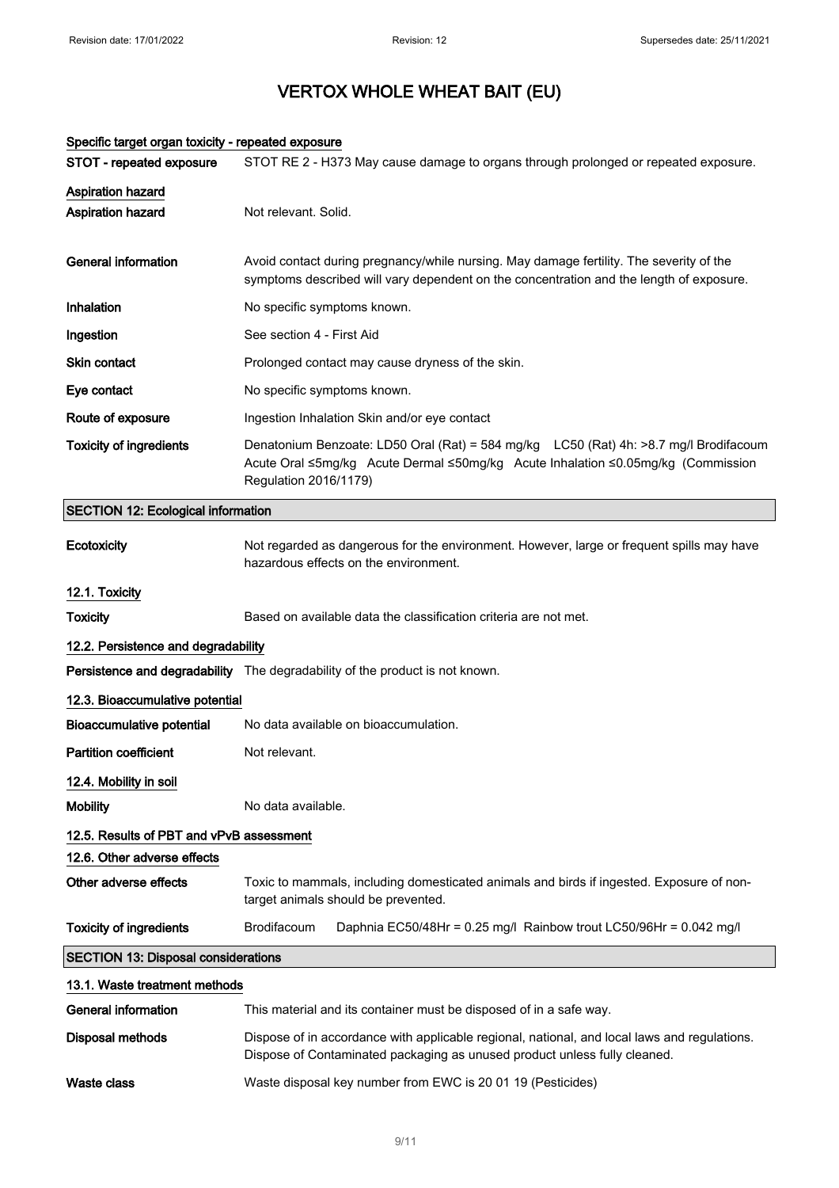# VERTOX WHOLE WHEAT BAIT (EU)

**Specific target organ toxicity - repeated exposure**

| | |
|---|---|
| **STOT - repeated exposure** | STOT RE 2 - H373 May cause damage to organs through prolonged or repeated exposure. |

**Aspiration hazard**

| | |
|---|---|
| **Aspiration hazard** | Not relevant. Solid. |
| **General information** | Avoid contact during pregnancy/while nursing. May damage fertility. The severity of the symptoms described will vary dependent on the concentration and the length of exposure. |
| **Inhalation** | No specific symptoms known. |
| **Ingestion** | See section 4 - First Aid |
| **Skin contact** | Prolonged contact may cause dryness of the skin. |
| **Eye contact** | No specific symptoms known. |
| **Route of exposure** | Ingestion Inhalation Skin and/or eye contact |
| **Toxicity of ingredients** | Denatonium Benzoate: LD50 Oral (Rat) = 584 mg/kg LC50 (Rat) 4h: >8.7 mg/l Brodifacoum Acute Oral ≤5mg/kg Acute Dermal ≤50mg/kg Acute Inhalation ≤0.05mg/kg (Commission Regulation 2016/1179) |

## SECTION 12: Ecological information

| | |
|---|---|
| **Ecotoxicity** | Not regarded as dangerous for the environment. However, large or frequent spills may have hazardous effects on the environment. |

**12.1. Toxicity**

| | |
|---|---|
| **Toxicity** | Based on available data the classification criteria are not met. |

**12.2. Persistence and degradability**

| | |
|---|---|
| **Persistence and degradability** | The degradability of the product is not known. |

**12.3. Bioaccumulative potential**

| | |
|---|---|
| **Bioaccumulative potential** | No data available on bioaccumulation. |
| **Partition coefficient** | Not relevant. |

**12.4. Mobility in soil**

| | |
|---|---|
| **Mobility** | No data available. |

**12.5. Results of PBT and vPvB assessment**

**12.6. Other adverse effects**

| | |
|---|---|
| **Other adverse effects** | Toxic to mammals, including domesticated animals and birds if ingested. Exposure of non-target animals should be prevented. |
| **Toxicity of ingredients** | Brodifacoum Daphnia EC50/48Hr = 0.25 mg/l Rainbow trout LC50/96Hr = 0.042 mg/l |

## SECTION 13: Disposal considerations

**13.1. Waste treatment methods**

| | |
|---|---|
| **General information** | This material and its container must be disposed of in a safe way. |
| **Disposal methods** | Dispose of in accordance with applicable regional, national, and local laws and regulations. Dispose of Contaminated packaging as unused product unless fully cleaned. |
| **Waste class** | Waste disposal key number from EWC is 20 01 19 (Pesticides) |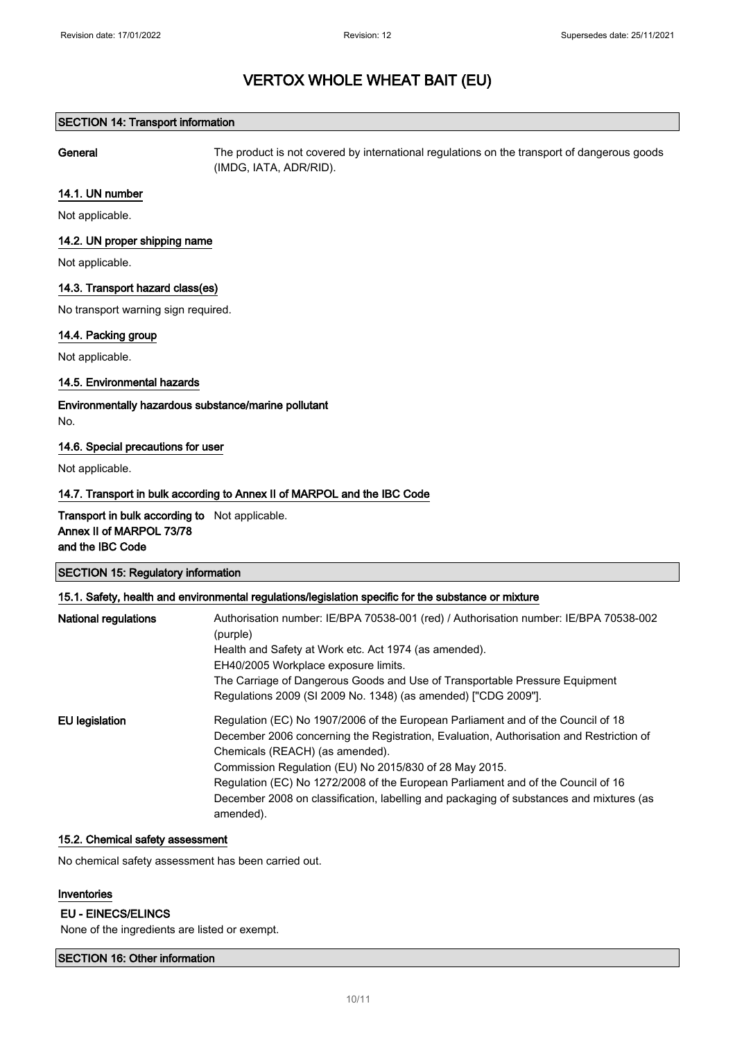# VERTOX WHOLE WHEAT BAIT (EU)

## SECTION 14: Transport information

**General** The product is not covered by international regulations on the transport of dangerous goods (IMDG, IATA, ADR/RID).

### 14.1. UN number

Not applicable.

### 14.2. UN proper shipping name

Not applicable.

### 14.3. Transport hazard class(es)

No transport warning sign required.

### 14.4. Packing group

Not applicable.

### 14.5. Environmental hazards

**Environmentally hazardous substance/marine pollutant**

No.

### 14.6. Special precautions for user

Not applicable.

### 14.7. Transport in bulk according to Annex II of MARPOL and the IBC Code

**Transport in bulk according to Annex II of MARPOL 73/78 and the IBC Code** Not applicable.

## SECTION 15: Regulatory information

### 15.1. Safety, health and environmental regulations/legislation specific for the substance or mixture

**National regulations**

Authorisation number: IE/BPA 70538-001 (red) / Authorisation number: IE/BPA 70538-002 (purple)
Health and Safety at Work etc. Act 1974 (as amended).
EH40/2005 Workplace exposure limits.
The Carriage of Dangerous Goods and Use of Transportable Pressure Equipment Regulations 2009 (SI 2009 No. 1348) (as amended) ["CDG 2009"].

**EU legislation**

Regulation (EC) No 1907/2006 of the European Parliament and of the Council of 18 December 2006 concerning the Registration, Evaluation, Authorisation and Restriction of Chemicals (REACH) (as amended).
Commission Regulation (EU) No 2015/830 of 28 May 2015.
Regulation (EC) No 1272/2008 of the European Parliament and of the Council of 16 December 2008 on classification, labelling and packaging of substances and mixtures (as amended).

### 15.2. Chemical safety assessment

No chemical safety assessment has been carried out.

### Inventories

**EU - EINECS/ELINCS**

None of the ingredients are listed or exempt.

## SECTION 16: Other information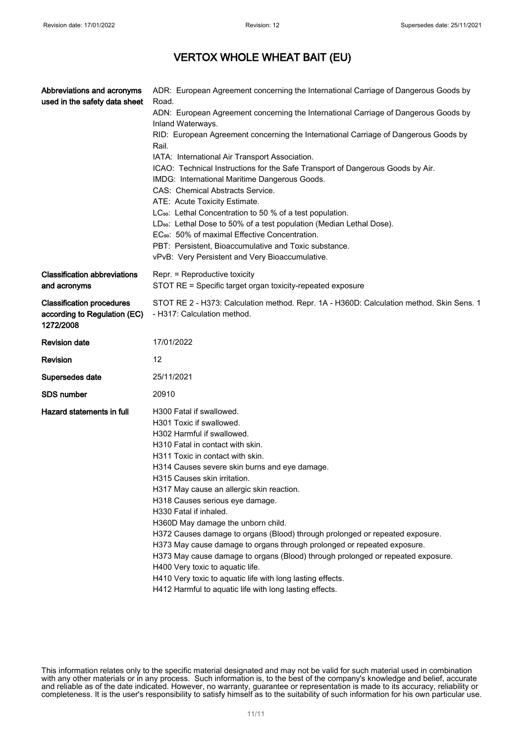# VERTOX WHOLE WHEAT BAIT (EU)

| | |
|---|---|
| **Abbreviations and acronyms used in the safety data sheet** | ADR: European Agreement concerning the International Carriage of Dangerous Goods by Road.<br>ADN: European Agreement concerning the International Carriage of Dangerous Goods by Inland Waterways.<br>RID: European Agreement concerning the International Carriage of Dangerous Goods by Rail.<br>IATA: International Air Transport Association.<br>ICAO: Technical Instructions for the Safe Transport of Dangerous Goods by Air.<br>IMDG: International Maritime Dangerous Goods.<br>CAS: Chemical Abstracts Service.<br>ATE: Acute Toxicity Estimate.<br>$LC_{50}$: Lethal Concentration to 50 % of a test population.<br>$LD_{50}$: Lethal Dose to 50% of a test population (Median Lethal Dose).<br>$EC_{50}$: 50% of maximal Effective Concentration.<br>PBT: Persistent, Bioaccumulative and Toxic substance.<br>vPvB: Very Persistent and Very Bioaccumulative. |
| **Classification abbreviations and acronyms** | Repr. = Reproductive toxicity<br>STOT RE = Specific target organ toxicity-repeated exposure |
| **Classification procedures according to Regulation (EC) 1272/2008** | STOT RE 2 - H373: Calculation method. Repr. 1A - H360D: Calculation method. Skin Sens. 1 - H317: Calculation method. |
| **Revision date** | 17/01/2022 |
| **Revision** | 12 |
| **Supersedes date** | 25/11/2021 |
| **SDS number** | 20910 |
| **Hazard statements in full** | H300 Fatal if swallowed.<br>H301 Toxic if swallowed.<br>H302 Harmful if swallowed.<br>H310 Fatal in contact with skin.<br>H311 Toxic in contact with skin.<br>H314 Causes severe skin burns and eye damage.<br>H315 Causes skin irritation.<br>H317 May cause an allergic skin reaction.<br>H318 Causes serious eye damage.<br>H330 Fatal if inhaled.<br>H360D May damage the unborn child.<br>H372 Causes damage to organs (Blood) through prolonged or repeated exposure.<br>H373 May cause damage to organs through prolonged or repeated exposure.<br>H373 May cause damage to organs (Blood) through prolonged or repeated exposure.<br>H400 Very toxic to aquatic life.<br>H410 Very toxic to aquatic life with long lasting effects.<br>H412 Harmful to aquatic life with long lasting effects. |

This information relates only to the specific material designated and may not be valid for such material used in combination with any other materials or in any process. Such information is, to the best of the company's knowledge and belief, accurate and reliable as of the date indicated. However, no warranty, guarantee or representation is made to its accuracy, reliability or completeness. It is the user's responsibility to satisfy himself as to the suitability of such information for his own particular use.